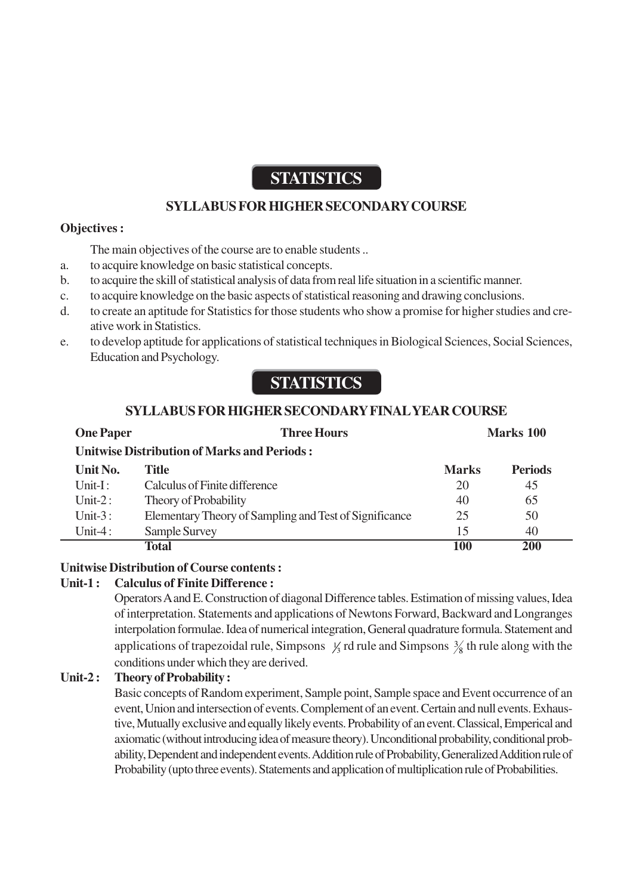# STATISTICS

## SYLLABUS FOR HIGHER SECONDARY COURSE

**Objectives :**

The main objectives of the course are to enable students ..

a. to acquire knowledge on basic statistical concepts.
b. to acquire the skill of statistical analysis of data from real life situation in a scientific manner.
c. to acquire knowledge on the basic aspects of statistical reasoning and drawing conclusions.
d. to create an aptitude for Statistics for those students who show a promise for higher studies and creative work in Statistics.
e. to develop aptitude for applications of statistical techniques in Biological Sciences, Social Sciences, Education and Psychology.

# STATISTICS

## SYLLABUS FOR HIGHER SECONDARY FINAL YEAR COURSE

**One Paper** **Three Hours** **Marks 100**

**Unitwise Distribution of Marks and Periods :**

| Unit No. | Title | Marks | Periods |
|---|---|---|---|
| Unit-I : | Calculus of Finite difference | 20 | 45 |
| Unit-2 : | Theory of Probability | 40 | 65 |
| Unit-3 : | Elementary Theory of Sampling and Test of Significance | 25 | 50 |
| Unit-4 : | Sample Survey | 15 | 40 |
| | **Total** | **100** | **200** |

**Unitwise Distribution of Course contents :**

**Unit-1 : Calculus of Finite Difference :**

Operators A and E. Construction of diagonal Difference tables. Estimation of missing values, Idea of interpretation. Statements and applications of Newtons Forward, Backward and Longranges interpolation formulae. Idea of numerical integration, General quadrature formula. Statement and applications of trapezoidal rule, Simpsons $\frac{1}{3}$ rd rule and Simpsons $\frac{3}{8}$ th rule along with the conditions under which they are derived.

**Unit-2 : Theory of Probability :**

Basic concepts of Random experiment, Sample point, Sample space and Event occurrence of an event, Union and intersection of events. Complement of an event. Certain and null events. Exhaustive, Mutually exclusive and equally likely events. Probability of an event. Classical, Emperical and axiomatic (without introducing idea of measure theory). Unconditional probability, conditional probability, Dependent and independent events. Addition rule of Probability, Generalized Addition rule of Probability (upto three events). Statements and application of multiplication rule of Probabilities.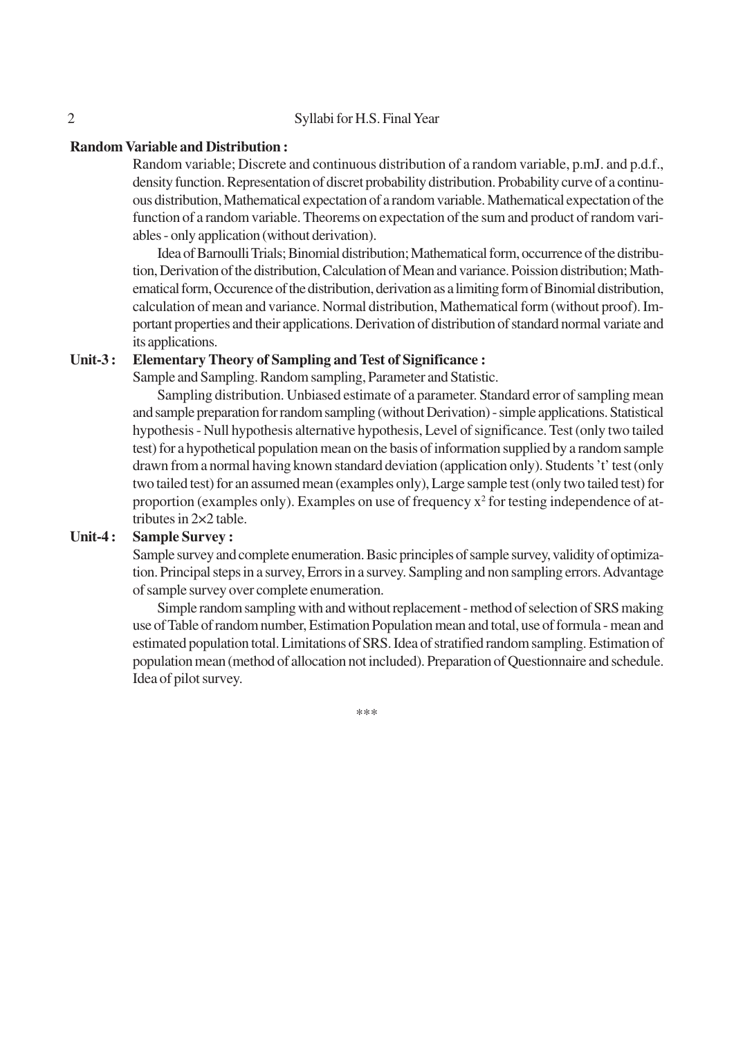**Random Variable and Distribution :**

Random variable; Discrete and continuous distribution of a random variable, p.mJ. and p.d.f., density function. Representation of discret probability distribution. Probability curve of a continuous distribution, Mathematical expectation of a random variable. Mathematical expectation of the function of a random variable. Theorems on expectation of the sum and product of random variables - only application (without derivation).

Idea of Barnoulli Trials; Binomial distribution; Mathematical form, occurrence of the distribution, Derivation of the distribution, Calculation of Mean and variance. Poission distribution; Mathematical form, Occurence of the distribution, derivation as a limiting form of Binomial distribution, calculation of mean and variance. Normal distribution, Mathematical form (without proof). Important properties and their applications. Derivation of distribution of standard normal variate and its applications.

**Unit-3 : Elementary Theory of Sampling and Test of Significance :**

Sample and Sampling. Random sampling, Parameter and Statistic.

Sampling distribution. Unbiased estimate of a parameter. Standard error of sampling mean and sample preparation for random sampling (without Derivation) - simple applications. Statistical hypothesis - Null hypothesis alternative hypothesis, Level of significance. Test (only two tailed test) for a hypothetical population mean on the basis of information supplied by a random sample drawn from a normal having known standard deviation (application only). Students 't' test (only two tailed test) for an assumed mean (examples only), Large sample test (only two tailed test) for proportion (examples only). Examples on use of frequency $x^2$ for testing independence of attributes in 2×2 table.

**Unit-4 : Sample Survey :**

Sample survey and complete enumeration. Basic principles of sample survey, validity of optimization. Principal steps in a survey, Errors in a survey. Sampling and non sampling errors. Advantage of sample survey over complete enumeration.

Simple random sampling with and without replacement - method of selection of SRS making use of Table of random number, Estimation Population mean and total, use of formula - mean and estimated population total. Limitations of SRS. Idea of stratified random sampling. Estimation of population mean (method of allocation not included). Preparation of Questionnaire and schedule. Idea of pilot survey.

\*\*\*